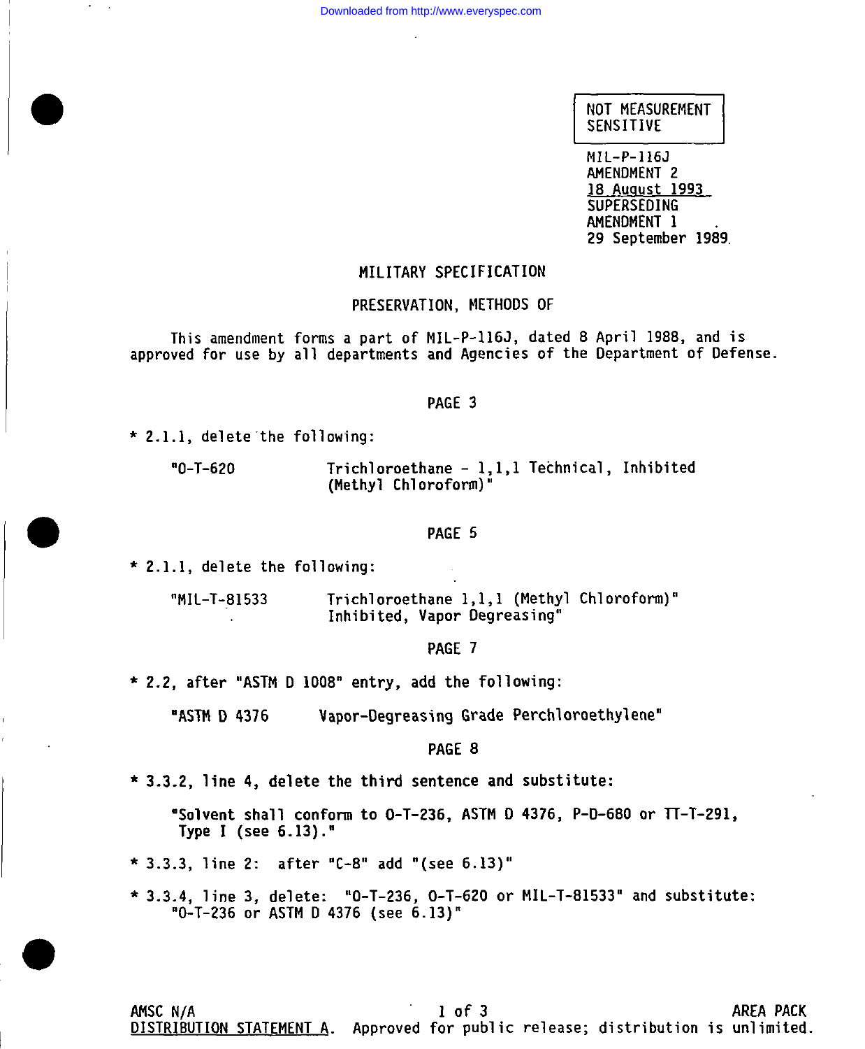NOT MEASUREMENT SENSITIVE

MIL-P-116J
AMENDMENT 2
18 August 1993
SUPERSEDING
AMENDMENT 1
29 September 1989

# MILITARY SPECIFICATION

## PRESERVATION, METHODS OF

This amendment forms a part of MIL-P-116J, dated 8 April 1988, and is approved for use by all departments and Agencies of the Department of Defense.

### PAGE 3

* 2.1.1, delete the following:

"O-T-620 Trichloroethane - 1,1,1 Technical, Inhibited (Methyl Chloroform)"

### PAGE 5

* 2.1.1, delete the following:

"MIL-T-81533 Trichloroethane 1,1,1 (Methyl Chloroform)" Inhibited, Vapor Degreasing"

### PAGE 7

* 2.2, after "ASTM D 1008" entry, add the following:

"ASTM D 4376 Vapor-Degreasing Grade Perchloroethylene"

### PAGE 8

* 3.3.2, line 4, delete the third sentence and substitute:

"Solvent shall conform to O-T-236, ASTM D 4376, P-D-680 or TT-T-291, Type I (see 6.13)."

* 3.3.3, line 2: after "C-8" add "(see 6.13)"

* 3.3.4, line 3, delete: "O-T-236, O-T-620 or MIL-T-81533" and substitute: "O-T-236 or ASTM D 4376 (see 6.13)"

AMSC N/A AREA PACK

DISTRIBUTION STATEMENT A. Approved for public release; distribution is unlimited.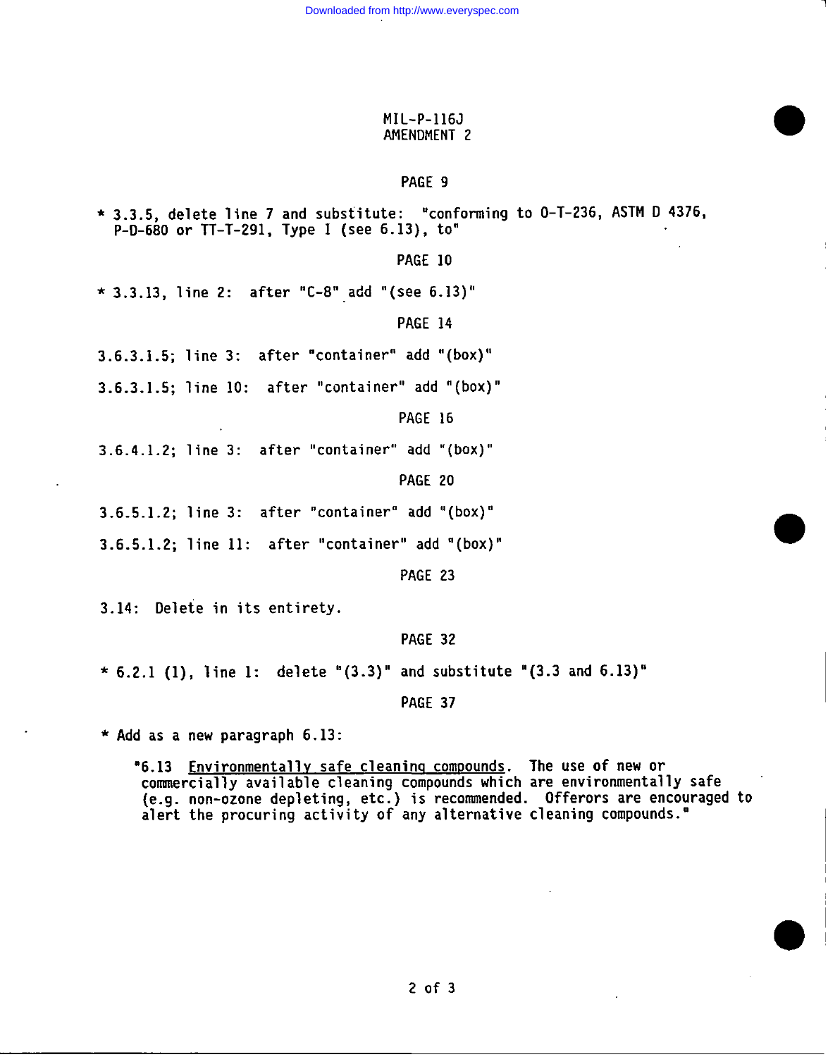MIL-P-116J
AMENDMENT 2

PAGE 9

* 3.3.5, delete line 7 and substitute: "conforming to O-T-236, ASTM D 4376, P-D-680 or TT-T-291, Type I (see 6.13), to"

PAGE 10

* 3.3.13, line 2: after "C-8" add "(see 6.13)"

PAGE 14

3.6.3.1.5; line 3: after "container" add "(box)"

3.6.3.1.5; line 10: after "container" add "(box)"

PAGE 16

3.6.4.1.2; line 3: after "container" add "(box)"

PAGE 20

3.6.5.1.2; line 3: after "container" add "(box)"

3.6.5.1.2; line 11: after "container" add "(box)"

PAGE 23

3.14: Delete in its entirety.

PAGE 32

* 6.2.1 (1), line 1: delete "(3.3)" and substitute "(3.3 and 6.13)"

PAGE 37

* Add as a new paragraph 6.13:

"6.13 Environmentally safe cleaning compounds. The use of new or commercially available cleaning compounds which are environmentally safe (e.g. non-ozone depleting, etc.) is recommended. Offerors are encouraged to alert the procuring activity of any alternative cleaning compounds."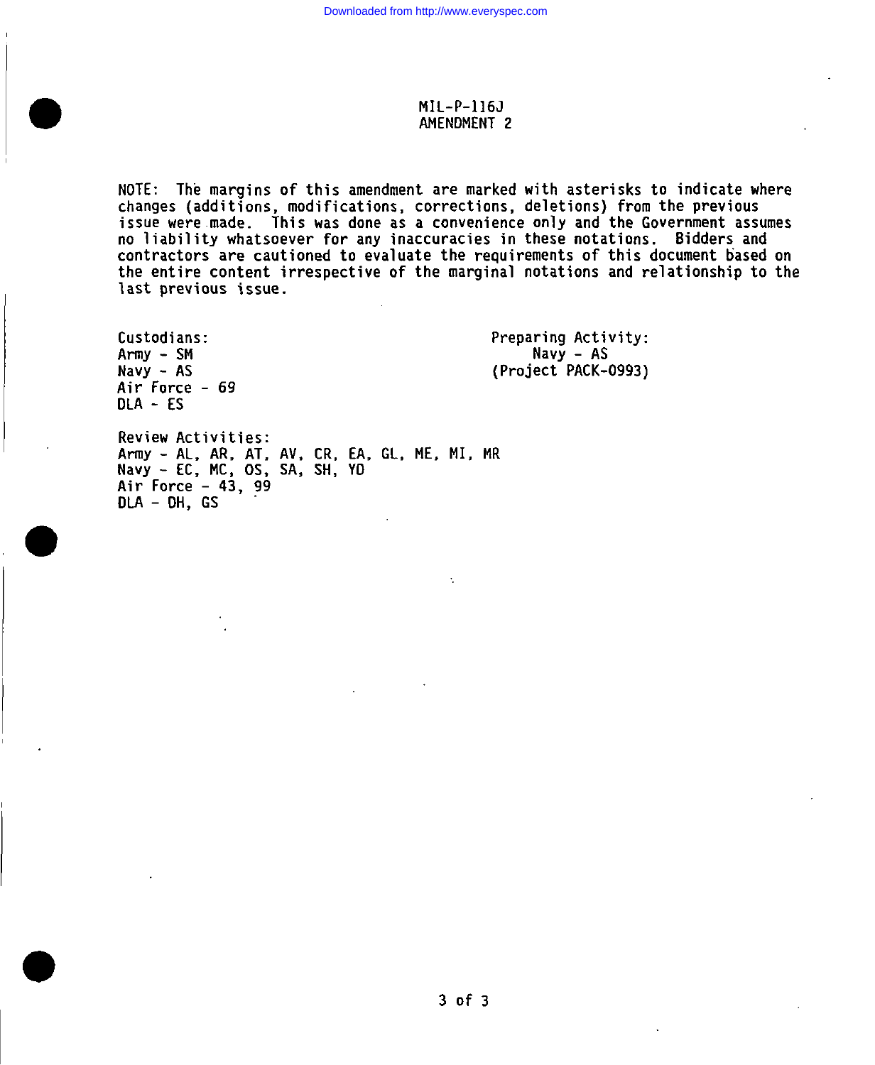MIL-P-116J
AMENDMENT 2

NOTE: The margins of this amendment are marked with asterisks to indicate where changes (additions, modifications, corrections, deletions) from the previous issue were made. This was done as a convenience only and the Government assumes no liability whatsoever for any inaccuracies in these notations. Bidders and contractors are cautioned to evaluate the requirements of this document based on the entire content irrespective of the marginal notations and relationship to the last previous issue.

Custodians:
Army - SM
Navy - AS
Air Force - 69
DLA - ES

Preparing Activity:
Navy - AS
(Project PACK-0993)

Review Activities:
Army - AL, AR, AT, AV, CR, EA, GL, ME, MI, MR
Navy - EC, MC, OS, SA, SH, YD
Air Force - 43, 99
DLA - DH, GS